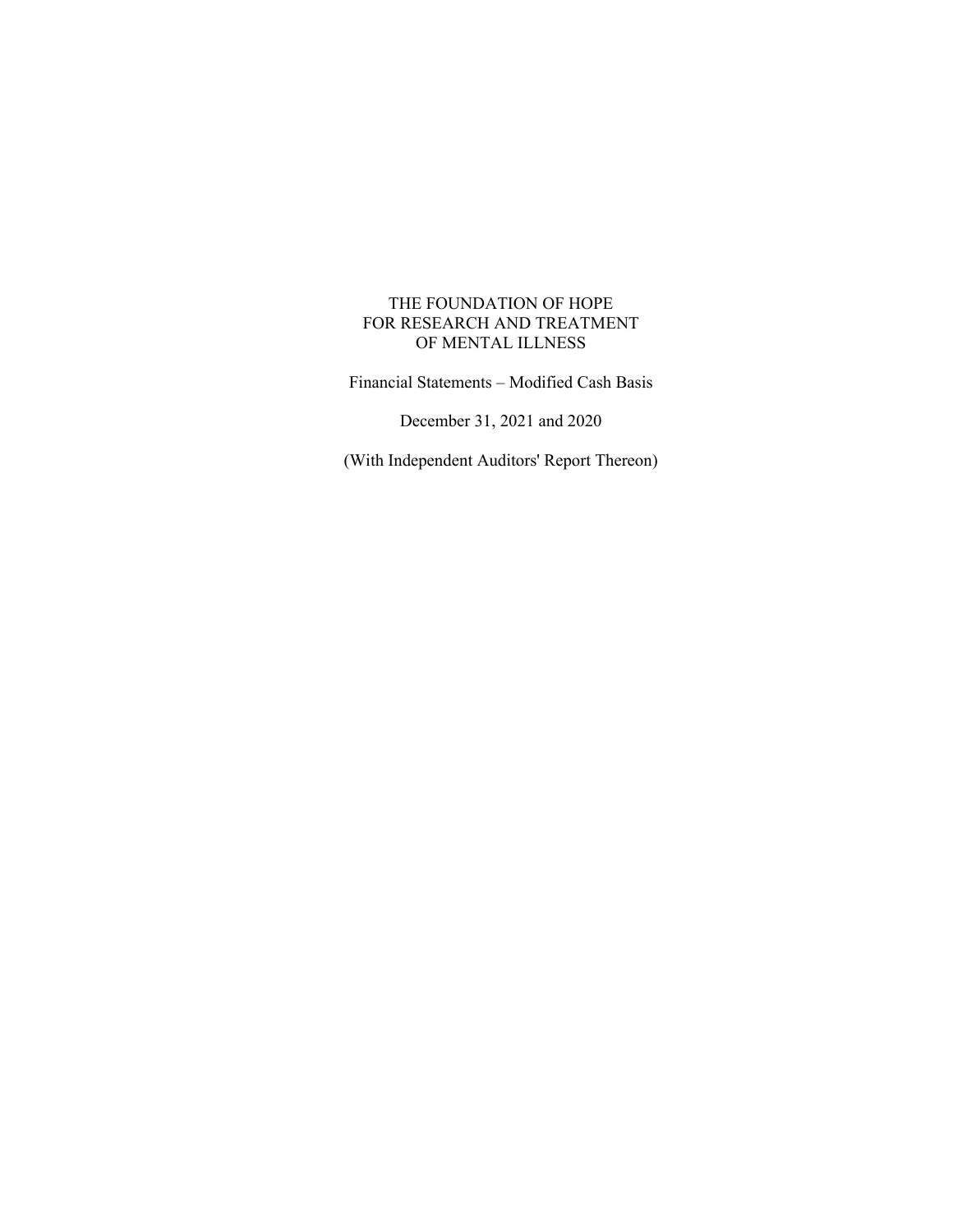# THE FOUNDATION OF HOPE FOR RESEARCH AND TREATMENT OF MENTAL ILLNESS

Financial Statements – Modified Cash Basis

December 31, 2021 and 2020

(With Independent Auditors' Report Thereon)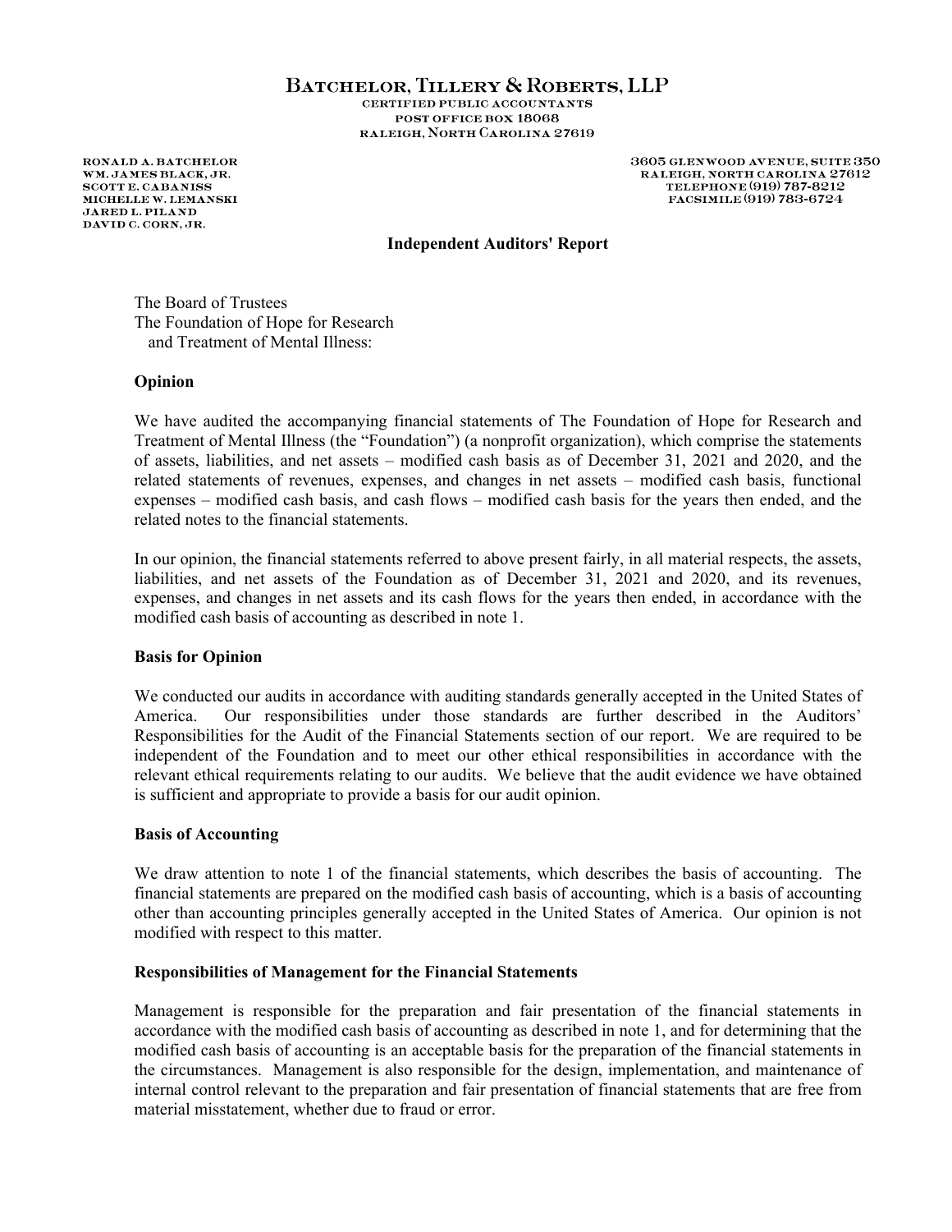**Batchelor, Tillery & Roberts, LLP**
CERTIFIED PUBLIC ACCOUNTANTS
POST OFFICE BOX 18068
RALEIGH, NORTH CAROLINA 27619

RONALD A. BATCHELOR
WM. JAMES BLACK, JR.
SCOTT E. CABANISS
MICHELLE W. LEMANSKI
JARED L. PILAND
DAVID C. CORN, JR.

3605 GLENWOOD AVENUE, SUITE 350
RALEIGH, NORTH CAROLINA 27612
TELEPHONE (919) 787-8212
FACSIMILE (919) 783-6724

## Independent Auditors' Report

The Board of Trustees
The Foundation of Hope for Research
and Treatment of Mental Illness:

### Opinion

We have audited the accompanying financial statements of The Foundation of Hope for Research and Treatment of Mental Illness (the "Foundation") (a nonprofit organization), which comprise the statements of assets, liabilities, and net assets – modified cash basis as of December 31, 2021 and 2020, and the related statements of revenues, expenses, and changes in net assets – modified cash basis, functional expenses – modified cash basis, and cash flows – modified cash basis for the years then ended, and the related notes to the financial statements.

In our opinion, the financial statements referred to above present fairly, in all material respects, the assets, liabilities, and net assets of the Foundation as of December 31, 2021 and 2020, and its revenues, expenses, and changes in net assets and its cash flows for the years then ended, in accordance with the modified cash basis of accounting as described in note 1.

### Basis for Opinion

We conducted our audits in accordance with auditing standards generally accepted in the United States of America. Our responsibilities under those standards are further described in the Auditors' Responsibilities for the Audit of the Financial Statements section of our report. We are required to be independent of the Foundation and to meet our other ethical responsibilities in accordance with the relevant ethical requirements relating to our audits. We believe that the audit evidence we have obtained is sufficient and appropriate to provide a basis for our audit opinion.

### Basis of Accounting

We draw attention to note 1 of the financial statements, which describes the basis of accounting. The financial statements are prepared on the modified cash basis of accounting, which is a basis of accounting other than accounting principles generally accepted in the United States of America. Our opinion is not modified with respect to this matter.

### Responsibilities of Management for the Financial Statements

Management is responsible for the preparation and fair presentation of the financial statements in accordance with the modified cash basis of accounting as described in note 1, and for determining that the modified cash basis of accounting is an acceptable basis for the preparation of the financial statements in the circumstances. Management is also responsible for the design, implementation, and maintenance of internal control relevant to the preparation and fair presentation of financial statements that are free from material misstatement, whether due to fraud or error.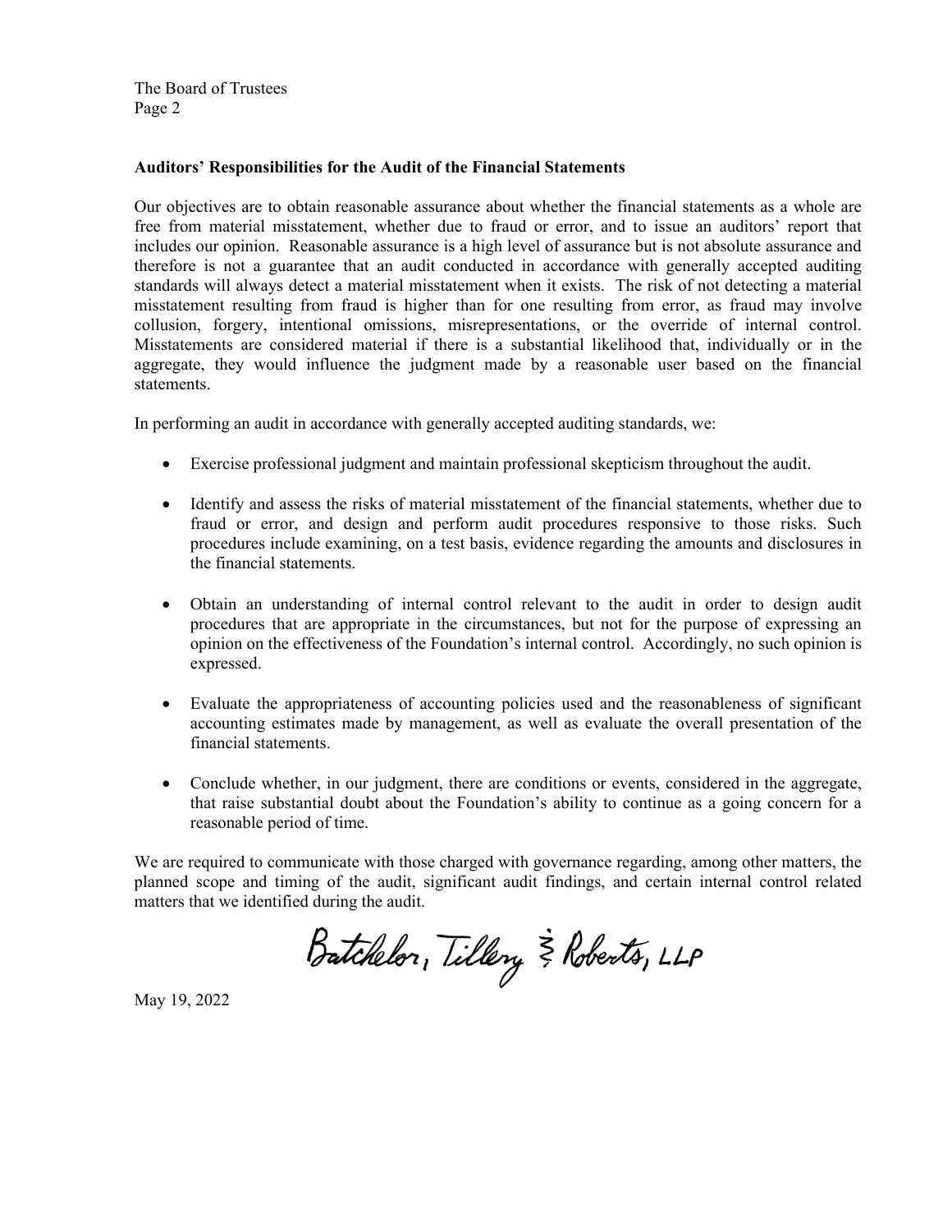## Auditors' Responsibilities for the Audit of the Financial Statements

Our objectives are to obtain reasonable assurance about whether the financial statements as a whole are free from material misstatement, whether due to fraud or error, and to issue an auditors' report that includes our opinion. Reasonable assurance is a high level of assurance but is not absolute assurance and therefore is not a guarantee that an audit conducted in accordance with generally accepted auditing standards will always detect a material misstatement when it exists. The risk of not detecting a material misstatement resulting from fraud is higher than for one resulting from error, as fraud may involve collusion, forgery, intentional omissions, misrepresentations, or the override of internal control. Misstatements are considered material if there is a substantial likelihood that, individually or in the aggregate, they would influence the judgment made by a reasonable user based on the financial statements.

In performing an audit in accordance with generally accepted auditing standards, we:

- Exercise professional judgment and maintain professional skepticism throughout the audit.
- Identify and assess the risks of material misstatement of the financial statements, whether due to fraud or error, and design and perform audit procedures responsive to those risks. Such procedures include examining, on a test basis, evidence regarding the amounts and disclosures in the financial statements.
- Obtain an understanding of internal control relevant to the audit in order to design audit procedures that are appropriate in the circumstances, but not for the purpose of expressing an opinion on the effectiveness of the Foundation's internal control. Accordingly, no such opinion is expressed.
- Evaluate the appropriateness of accounting policies used and the reasonableness of significant accounting estimates made by management, as well as evaluate the overall presentation of the financial statements.
- Conclude whether, in our judgment, there are conditions or events, considered in the aggregate, that raise substantial doubt about the Foundation's ability to continue as a going concern for a reasonable period of time.

We are required to communicate with those charged with governance regarding, among other matters, the planned scope and timing of the audit, significant audit findings, and certain internal control related matters that we identified during the audit.

Batchelor, Tillery & Roberts, LLP

May 19, 2022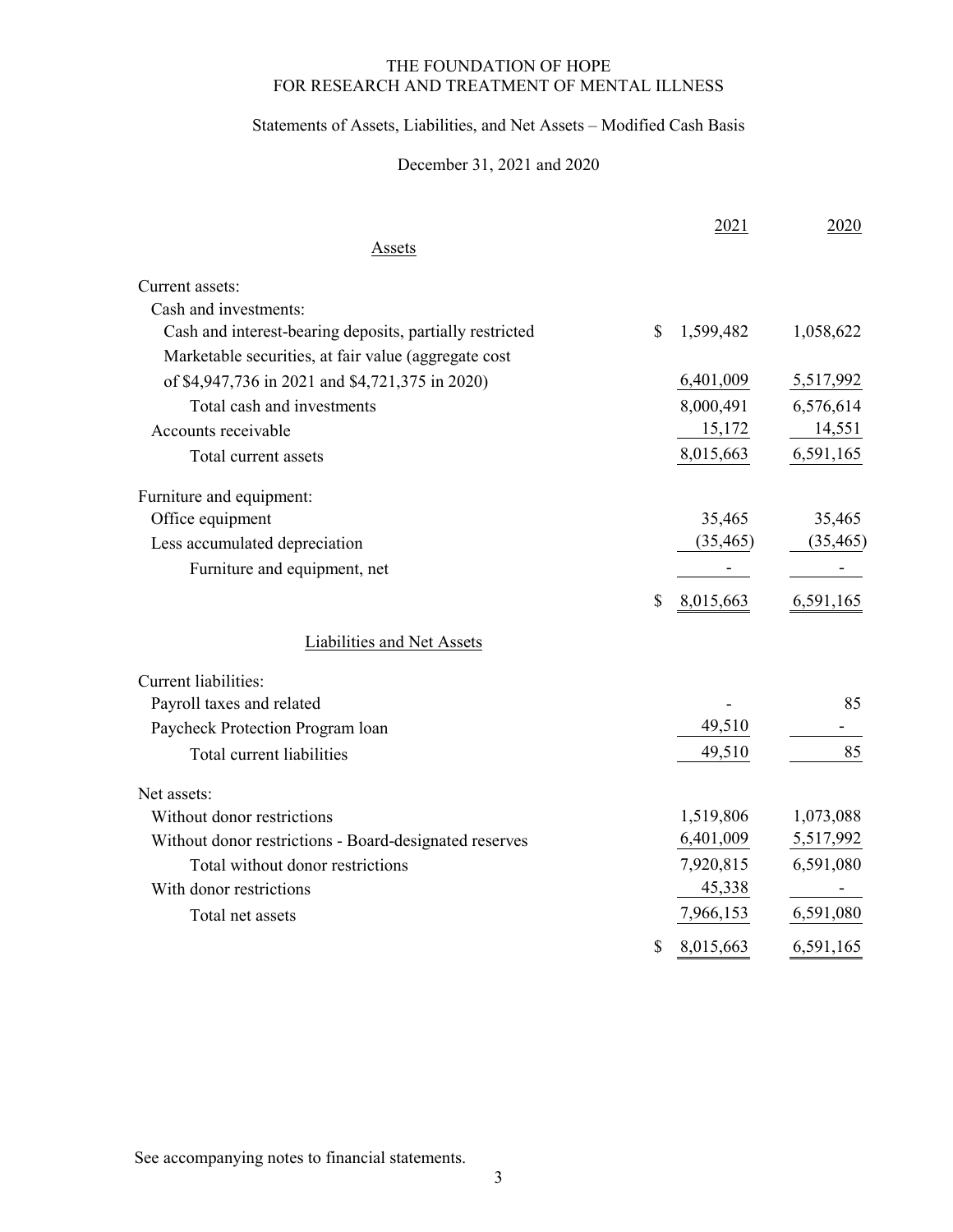# THE FOUNDATION OF HOPE
# FOR RESEARCH AND TREATMENT OF MENTAL ILLNESS

## Statements of Assets, Liabilities, and Net Assets – Modified Cash Basis

### December 31, 2021 and 2020

| | 2021 | 2020 |
|---|---|---|
| **Assets** | | |
| Current assets: | | |
| Cash and investments: | | |
| Cash and interest-bearing deposits, partially restricted | $ 1,599,482 | 1,058,622 |
| Marketable securities, at fair value (aggregate cost of $4,947,736 in 2021 and $4,721,375 in 2020) | 6,401,009 | 5,517,992 |
| Total cash and investments | 8,000,491 | 6,576,614 |
| Accounts receivable | 15,172 | 14,551 |
| Total current assets | 8,015,663 | 6,591,165 |
| Furniture and equipment: | | |
| Office equipment | 35,465 | 35,465 |
| Less accumulated depreciation | (35,465) | (35,465) |
| Furniture and equipment, net | - | - |
| | $ 8,015,663 | 6,591,165 |
| **Liabilities and Net Assets** | | |
| Current liabilities: | | |
| Payroll taxes and related | - | 85 |
| Paycheck Protection Program loan | 49,510 | - |
| Total current liabilities | 49,510 | 85 |
| Net assets: | | |
| Without donor restrictions | 1,519,806 | 1,073,088 |
| Without donor restrictions - Board-designated reserves | 6,401,009 | 5,517,992 |
| Total without donor restrictions | 7,920,815 | 6,591,080 |
| With donor restrictions | 45,338 | - |
| Total net assets | 7,966,153 | 6,591,080 |
| | $ 8,015,663 | 6,591,165 |

See accompanying notes to financial statements.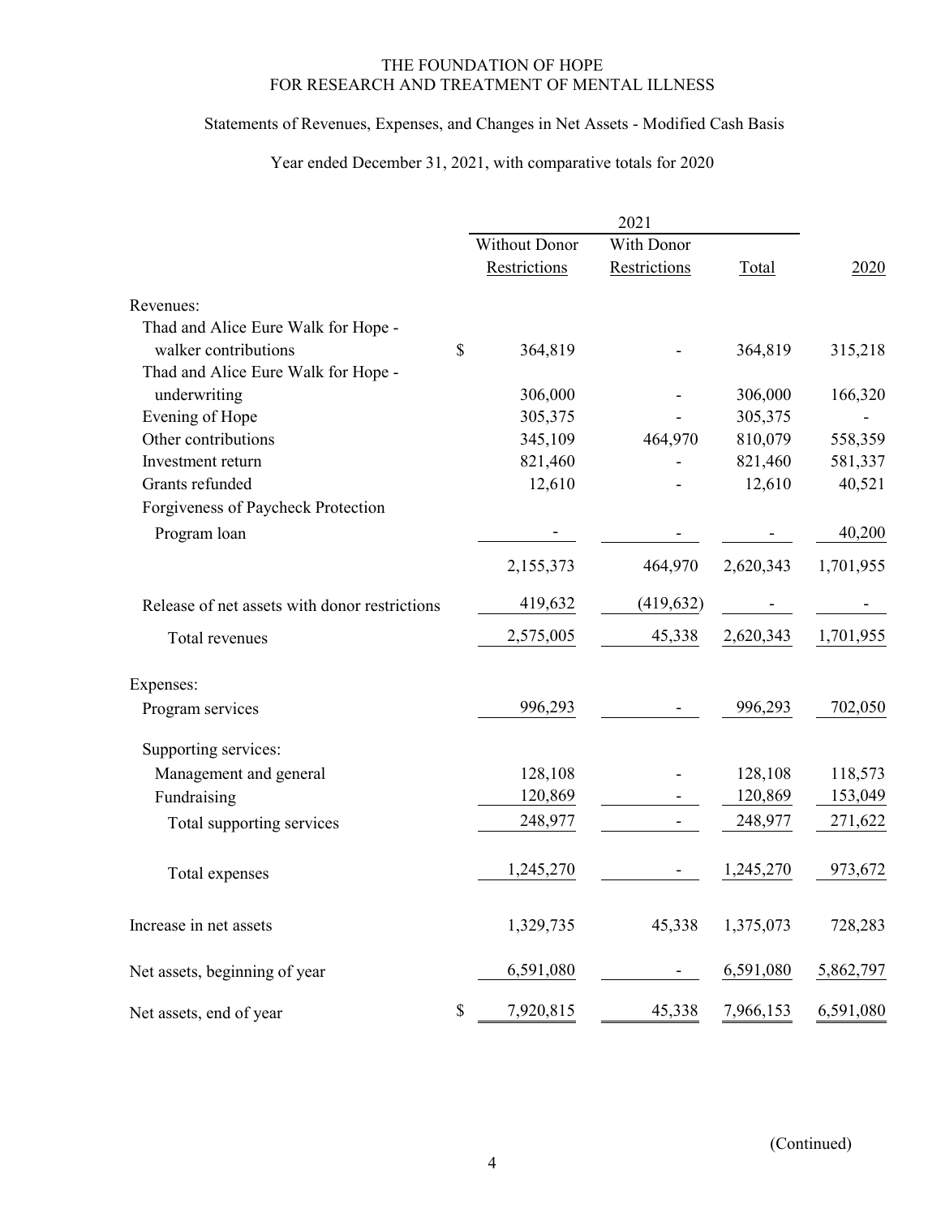# THE FOUNDATION OF HOPE
# FOR RESEARCH AND TREATMENT OF MENTAL ILLNESS

## Statements of Revenues, Expenses, and Changes in Net Assets - Modified Cash Basis

### Year ended December 31, 2021, with comparative totals for 2020

| | 2021 | | | |
|---|---|---|---|---|
| | Without Donor Restrictions | With Donor Restrictions | Total | 2020 |
| **Revenues:** | | | | |
| Thad and Alice Eure Walk for Hope - walker contributions | $ 364,819 | - | 364,819 | 315,218 |
| Thad and Alice Eure Walk for Hope - underwriting | 306,000 | - | 306,000 | 166,320 |
| Evening of Hope | 305,375 | - | 305,375 | - |
| Other contributions | 345,109 | 464,970 | 810,079 | 558,359 |
| Investment return | 821,460 | - | 821,460 | 581,337 |
| Grants refunded | 12,610 | - | 12,610 | 40,521 |
| Forgiveness of Paycheck Protection Program loan | - | - | - | 40,200 |
| | 2,155,373 | 464,970 | 2,620,343 | 1,701,955 |
| Release of net assets with donor restrictions | 419,632 | (419,632) | - | - |
| Total revenues | 2,575,005 | 45,338 | 2,620,343 | 1,701,955 |
| **Expenses:** | | | | |
| Program services | 996,293 | - | 996,293 | 702,050 |
| Supporting services: | | | | |
| Management and general | 128,108 | - | 128,108 | 118,573 |
| Fundraising | 120,869 | - | 120,869 | 153,049 |
| Total supporting services | 248,977 | - | 248,977 | 271,622 |
| Total expenses | 1,245,270 | - | 1,245,270 | 973,672 |
| Increase in net assets | 1,329,735 | 45,338 | 1,375,073 | 728,283 |
| Net assets, beginning of year | 6,591,080 | - | 6,591,080 | 5,862,797 |
| Net assets, end of year | $ 7,920,815 | 45,338 | 7,966,153 | 6,591,080 |

(Continued)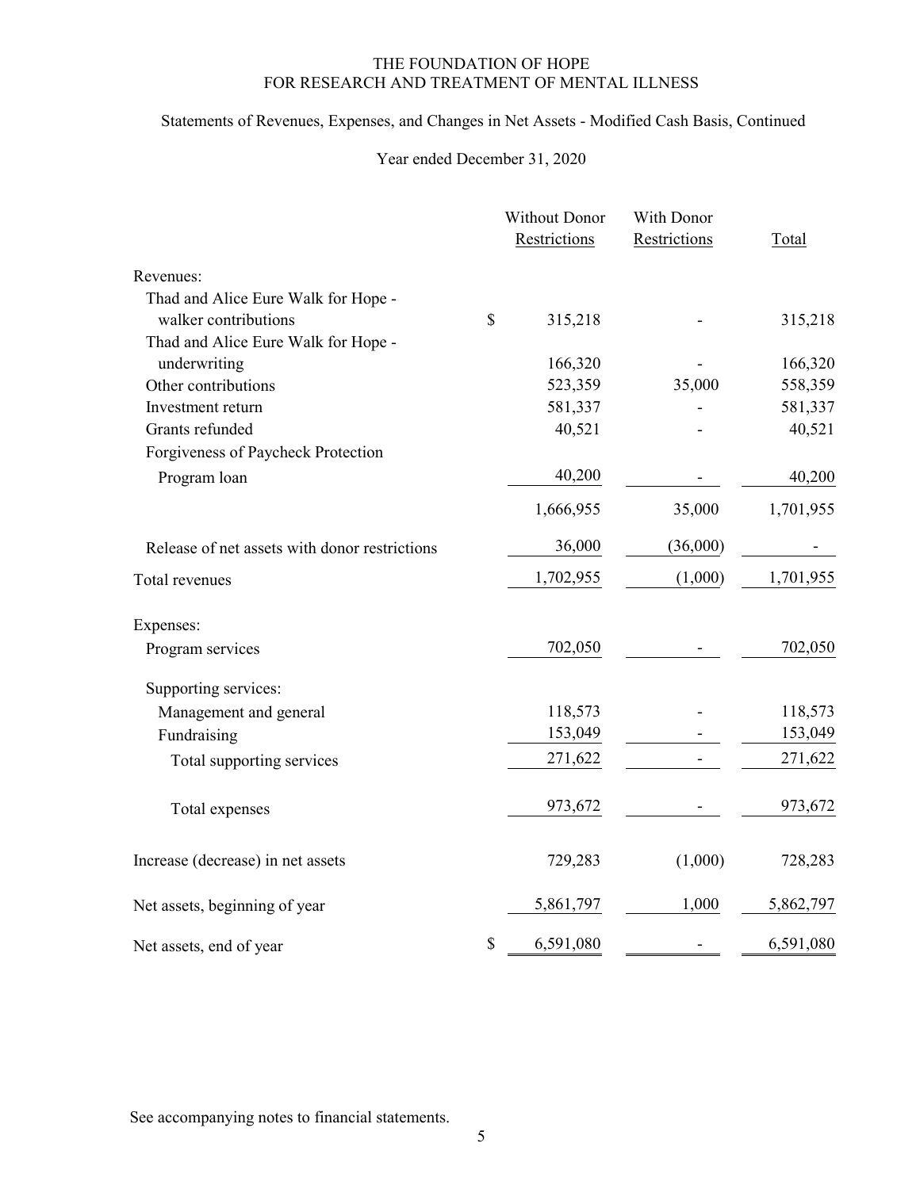THE FOUNDATION OF HOPE
FOR RESEARCH AND TREATMENT OF MENTAL ILLNESS

Statements of Revenues, Expenses, and Changes in Net Assets - Modified Cash Basis, Continued

Year ended December 31, 2020

| | Without Donor Restrictions | With Donor Restrictions | Total |
|---|---|---|---|
| Revenues: | | | |
| Thad and Alice Eure Walk for Hope - walker contributions | $ 315,218 | - | 315,218 |
| Thad and Alice Eure Walk for Hope - underwriting | 166,320 | - | 166,320 |
| Other contributions | 523,359 | 35,000 | 558,359 |
| Investment return | 581,337 | - | 581,337 |
| Grants refunded | 40,521 | - | 40,521 |
| Forgiveness of Paycheck Protection Program loan | 40,200 | - | 40,200 |
| | 1,666,955 | 35,000 | 1,701,955 |
| Release of net assets with donor restrictions | 36,000 | (36,000) | - |
| Total revenues | 1,702,955 | (1,000) | 1,701,955 |
| Expenses: | | | |
| Program services | 702,050 | - | 702,050 |
| Supporting services: | | | |
| Management and general | 118,573 | - | 118,573 |
| Fundraising | 153,049 | - | 153,049 |
| Total supporting services | 271,622 | - | 271,622 |
| Total expenses | 973,672 | - | 973,672 |
| Increase (decrease) in net assets | 729,283 | (1,000) | 728,283 |
| Net assets, beginning of year | 5,861,797 | 1,000 | 5,862,797 |
| Net assets, end of year | $ 6,591,080 | - | 6,591,080 |

See accompanying notes to financial statements.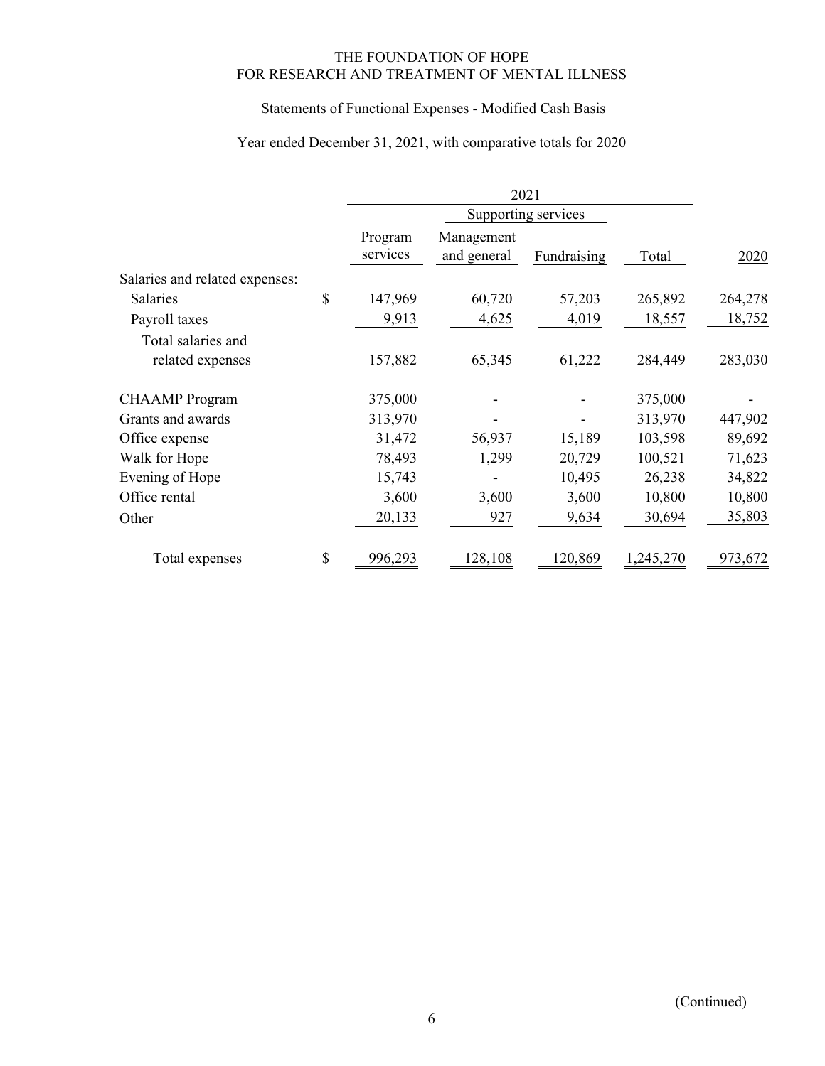THE FOUNDATION OF HOPE
FOR RESEARCH AND TREATMENT OF MENTAL ILLNESS

Statements of Functional Expenses - Modified Cash Basis

Year ended December 31, 2021, with comparative totals for 2020

| | | 2021 | | | | |
|---|---|---|---|---|---|---|
| | | | Supporting services | | | |
| | | Program services | Management and general | Fundraising | Total | 2020 |
| Salaries and related expenses: | | | | | | |
| Salaries | $ | 147,969 | 60,720 | 57,203 | 265,892 | 264,278 |
| Payroll taxes | | 9,913 | 4,625 | 4,019 | 18,557 | 18,752 |
| Total salaries and related expenses | | 157,882 | 65,345 | 61,222 | 284,449 | 283,030 |
| CHAAMP Program | | 375,000 | - | - | 375,000 | - |
| Grants and awards | | 313,970 | - | - | 313,970 | 447,902 |
| Office expense | | 31,472 | 56,937 | 15,189 | 103,598 | 89,692 |
| Walk for Hope | | 78,493 | 1,299 | 20,729 | 100,521 | 71,623 |
| Evening of Hope | | 15,743 | - | 10,495 | 26,238 | 34,822 |
| Office rental | | 3,600 | 3,600 | 3,600 | 10,800 | 10,800 |
| Other | | 20,133 | 927 | 9,634 | 30,694 | 35,803 |
| Total expenses | $ | 996,293 | 128,108 | 120,869 | 1,245,270 | 973,672 |

(Continued)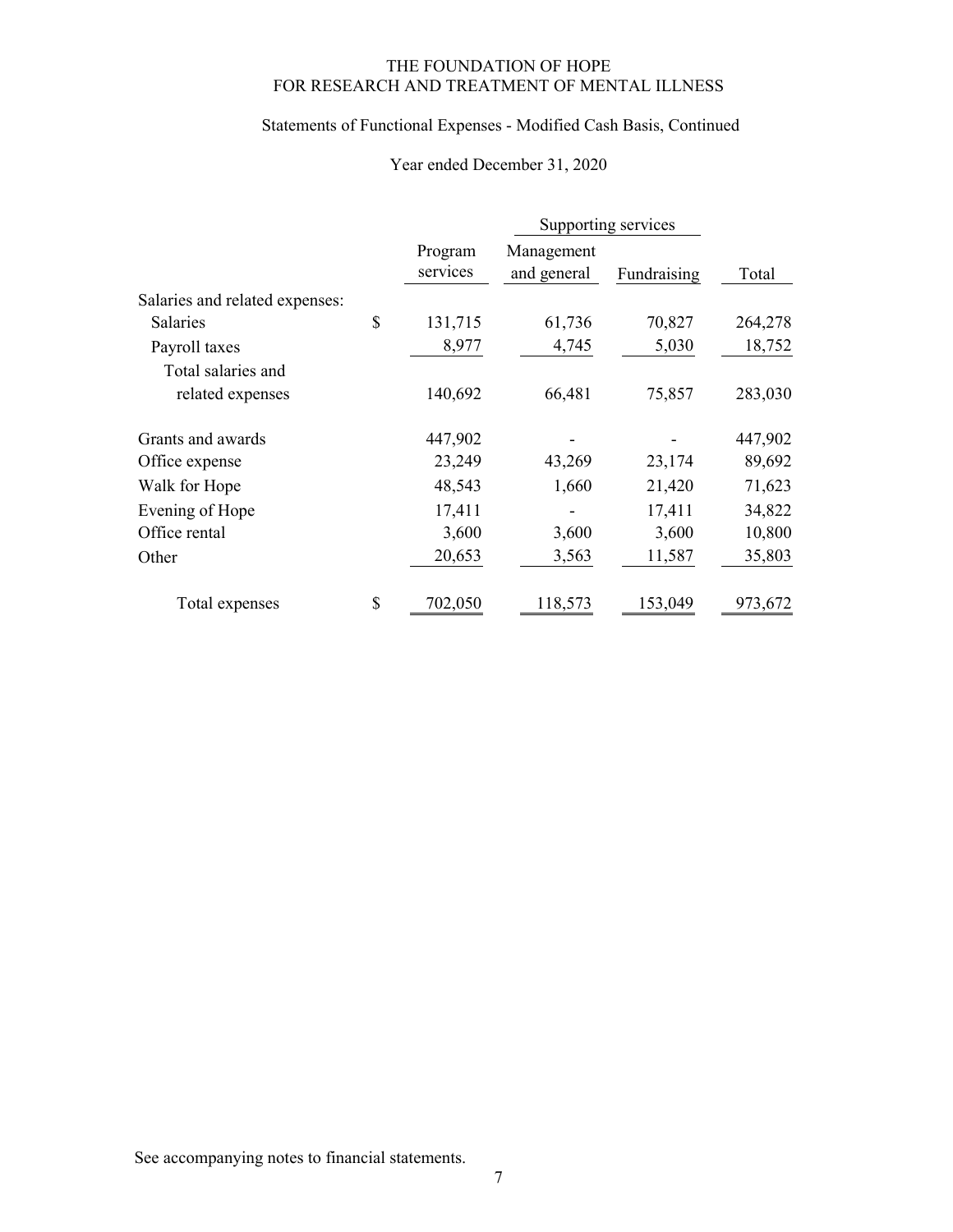THE FOUNDATION OF HOPE
FOR RESEARCH AND TREATMENT OF MENTAL ILLNESS

Statements of Functional Expenses - Modified Cash Basis, Continued

Year ended December 31, 2020

| | | Supporting services | | |
|---|---|---|---|---|
| | Program services | Management and general | Fundraising | Total |
| Salaries and related expenses: | | | | |
| Salaries | $ 131,715 | 61,736 | 70,827 | 264,278 |
| Payroll taxes | 8,977 | 4,745 | 5,030 | 18,752 |
| Total salaries and related expenses | 140,692 | 66,481 | 75,857 | 283,030 |
| Grants and awards | 447,902 | - | - | 447,902 |
| Office expense | 23,249 | 43,269 | 23,174 | 89,692 |
| Walk for Hope | 48,543 | 1,660 | 21,420 | 71,623 |
| Evening of Hope | 17,411 | - | 17,411 | 34,822 |
| Office rental | 3,600 | 3,600 | 3,600 | 10,800 |
| Other | 20,653 | 3,563 | 11,587 | 35,803 |
| Total expenses | $ 702,050 | 118,573 | 153,049 | 973,672 |

See accompanying notes to financial statements.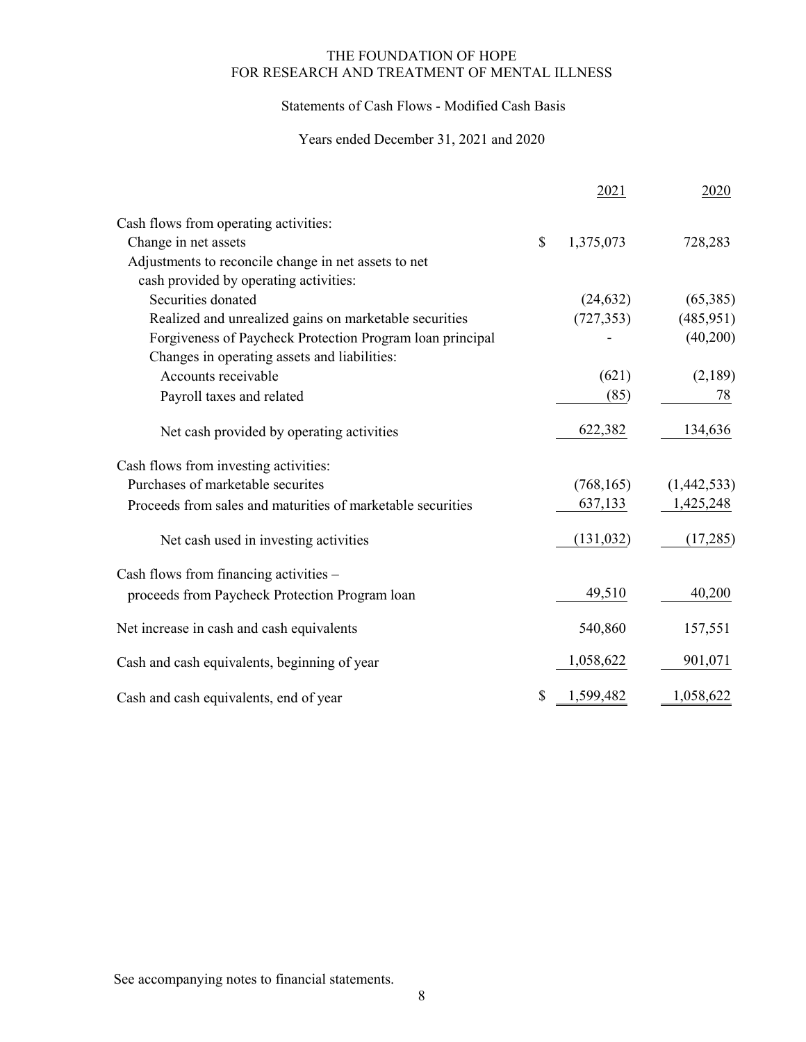# THE FOUNDATION OF HOPE
# FOR RESEARCH AND TREATMENT OF MENTAL ILLNESS

## Statements of Cash Flows - Modified Cash Basis

### Years ended December 31, 2021 and 2020

| | 2021 | 2020 |
|---|---|---|
| Cash flows from operating activities: | | |
| Change in net assets | $ 1,375,073 | 728,283 |
| Adjustments to reconcile change in net assets to net cash provided by operating activities: | | |
| Securities donated | (24,632) | (65,385) |
| Realized and unrealized gains on marketable securities | (727,353) | (485,951) |
| Forgiveness of Paycheck Protection Program loan principal | - | (40,200) |
| Changes in operating assets and liabilities: | | |
| Accounts receivable | (621) | (2,189) |
| Payroll taxes and related | (85) | 78 |
| Net cash provided by operating activities | 622,382 | 134,636 |
| Cash flows from investing activities: | | |
| Purchases of marketable securites | (768,165) | (1,442,533) |
| Proceeds from sales and maturities of marketable securities | 637,133 | 1,425,248 |
| Net cash used in investing activities | (131,032) | (17,285) |
| Cash flows from financing activities – proceeds from Paycheck Protection Program loan | 49,510 | 40,200 |
| Net increase in cash and cash equivalents | 540,860 | 157,551 |
| Cash and cash equivalents, beginning of year | 1,058,622 | 901,071 |
| Cash and cash equivalents, end of year | $ 1,599,482 | 1,058,622 |

See accompanying notes to financial statements.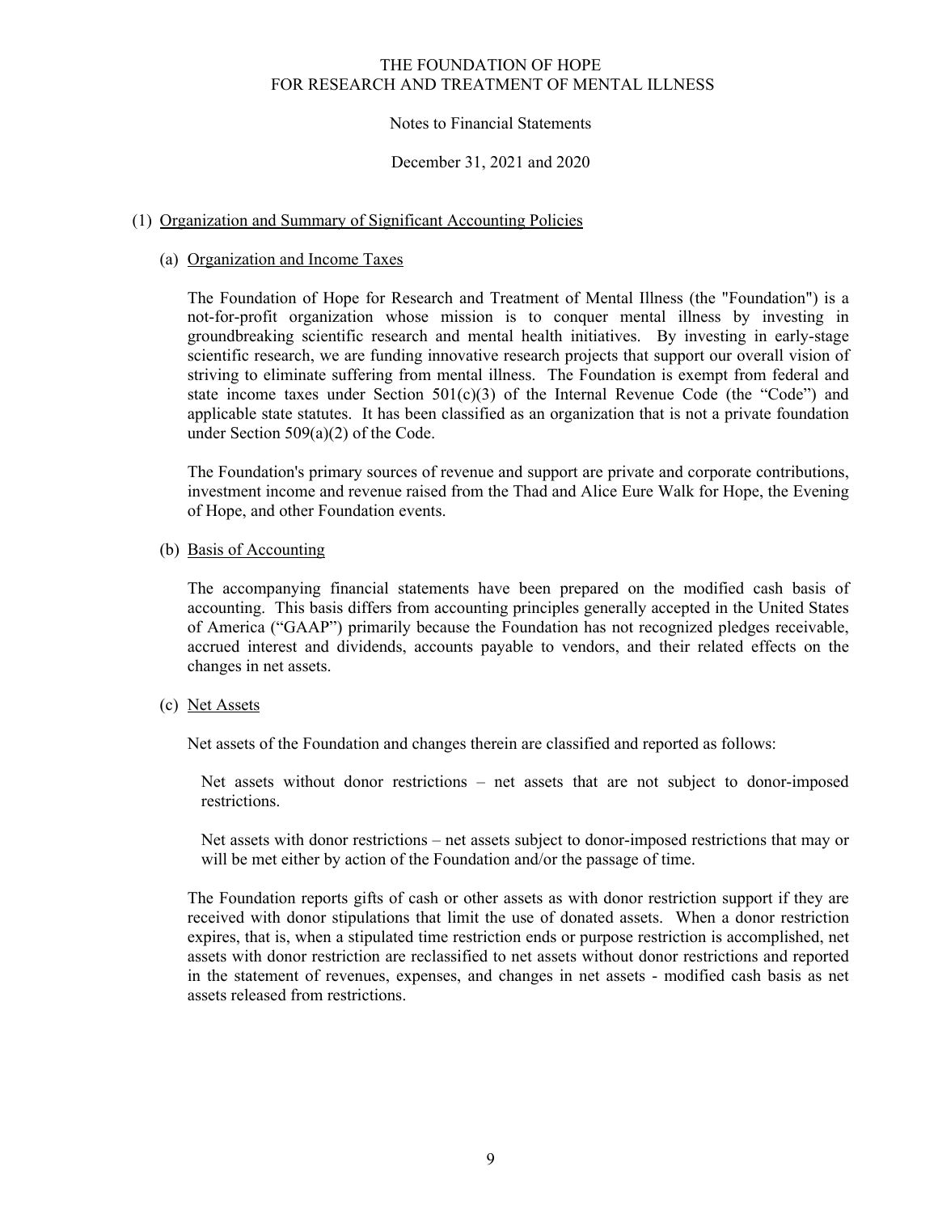# THE FOUNDATION OF HOPE
# FOR RESEARCH AND TREATMENT OF MENTAL ILLNESS

Notes to Financial Statements

December 31, 2021 and 2020

## (1) Organization and Summary of Significant Accounting Policies

### (a) Organization and Income Taxes

The Foundation of Hope for Research and Treatment of Mental Illness (the "Foundation") is a not-for-profit organization whose mission is to conquer mental illness by investing in groundbreaking scientific research and mental health initiatives. By investing in early-stage scientific research, we are funding innovative research projects that support our overall vision of striving to eliminate suffering from mental illness. The Foundation is exempt from federal and state income taxes under Section 501(c)(3) of the Internal Revenue Code (the "Code") and applicable state statutes. It has been classified as an organization that is not a private foundation under Section 509(a)(2) of the Code.

The Foundation's primary sources of revenue and support are private and corporate contributions, investment income and revenue raised from the Thad and Alice Eure Walk for Hope, the Evening of Hope, and other Foundation events.

### (b) Basis of Accounting

The accompanying financial statements have been prepared on the modified cash basis of accounting. This basis differs from accounting principles generally accepted in the United States of America ("GAAP") primarily because the Foundation has not recognized pledges receivable, accrued interest and dividends, accounts payable to vendors, and their related effects on the changes in net assets.

### (c) Net Assets

Net assets of the Foundation and changes therein are classified and reported as follows:

Net assets without donor restrictions – net assets that are not subject to donor-imposed restrictions.

Net assets with donor restrictions – net assets subject to donor-imposed restrictions that may or will be met either by action of the Foundation and/or the passage of time.

The Foundation reports gifts of cash or other assets as with donor restriction support if they are received with donor stipulations that limit the use of donated assets. When a donor restriction expires, that is, when a stipulated time restriction ends or purpose restriction is accomplished, net assets with donor restriction are reclassified to net assets without donor restrictions and reported in the statement of revenues, expenses, and changes in net assets - modified cash basis as net assets released from restrictions.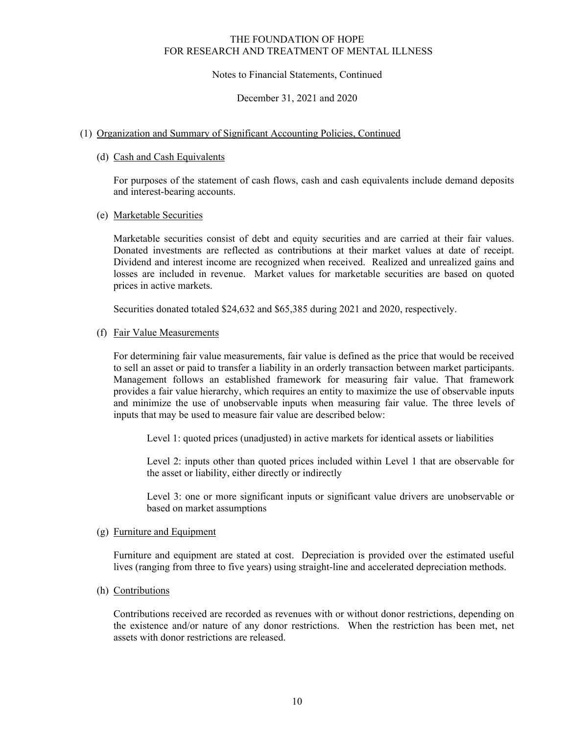THE FOUNDATION OF HOPE
FOR RESEARCH AND TREATMENT OF MENTAL ILLNESS

Notes to Financial Statements, Continued

December 31, 2021 and 2020

## (1) Organization and Summary of Significant Accounting Policies, Continued

### (d) Cash and Cash Equivalents

For purposes of the statement of cash flows, cash and cash equivalents include demand deposits and interest-bearing accounts.

### (e) Marketable Securities

Marketable securities consist of debt and equity securities and are carried at their fair values. Donated investments are reflected as contributions at their market values at date of receipt. Dividend and interest income are recognized when received. Realized and unrealized gains and losses are included in revenue. Market values for marketable securities are based on quoted prices in active markets.

Securities donated totaled $24,632 and $65,385 during 2021 and 2020, respectively.

### (f) Fair Value Measurements

For determining fair value measurements, fair value is defined as the price that would be received to sell an asset or paid to transfer a liability in an orderly transaction between market participants. Management follows an established framework for measuring fair value. That framework provides a fair value hierarchy, which requires an entity to maximize the use of observable inputs and minimize the use of unobservable inputs when measuring fair value. The three levels of inputs that may be used to measure fair value are described below:

Level 1: quoted prices (unadjusted) in active markets for identical assets or liabilities

Level 2: inputs other than quoted prices included within Level 1 that are observable for the asset or liability, either directly or indirectly

Level 3: one or more significant inputs or significant value drivers are unobservable or based on market assumptions

### (g) Furniture and Equipment

Furniture and equipment are stated at cost. Depreciation is provided over the estimated useful lives (ranging from three to five years) using straight-line and accelerated depreciation methods.

### (h) Contributions

Contributions received are recorded as revenues with or without donor restrictions, depending on the existence and/or nature of any donor restrictions. When the restriction has been met, net assets with donor restrictions are released.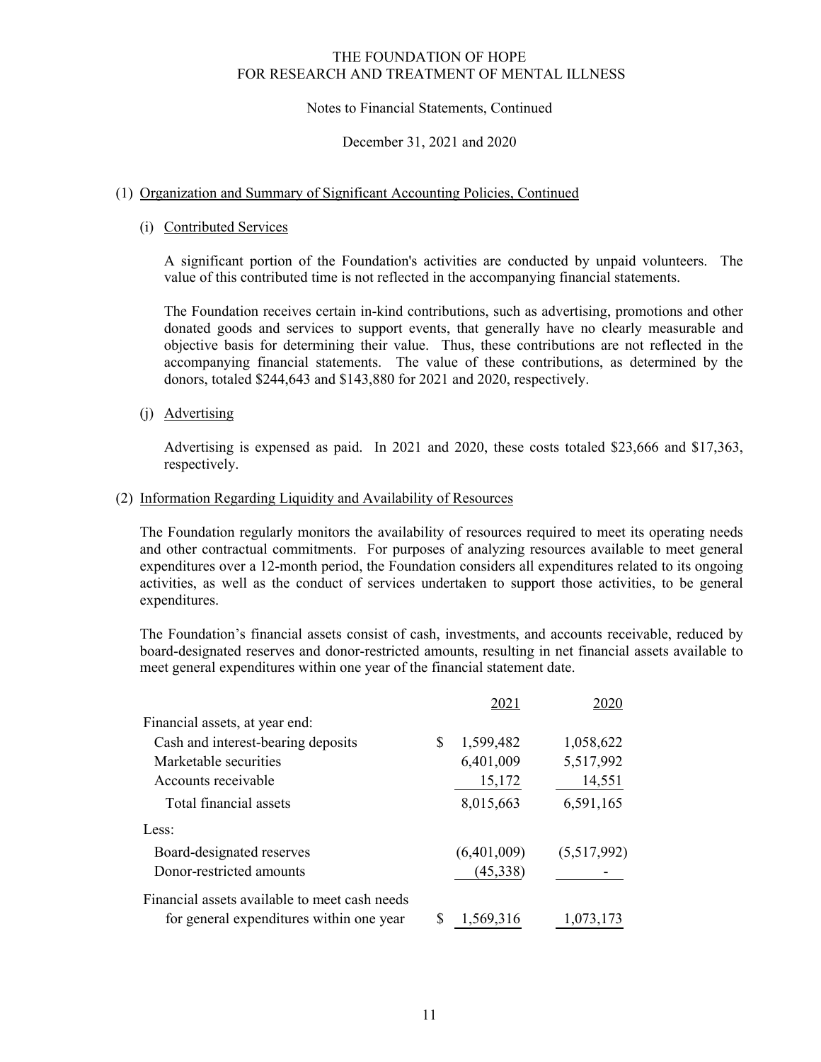# THE FOUNDATION OF HOPE FOR RESEARCH AND TREATMENT OF MENTAL ILLNESS

Notes to Financial Statements, Continued

December 31, 2021 and 2020

## (1) Organization and Summary of Significant Accounting Policies, Continued

### (i) Contributed Services

A significant portion of the Foundation's activities are conducted by unpaid volunteers. The value of this contributed time is not reflected in the accompanying financial statements.

The Foundation receives certain in-kind contributions, such as advertising, promotions and other donated goods and services to support events, that generally have no clearly measurable and objective basis for determining their value. Thus, these contributions are not reflected in the accompanying financial statements. The value of these contributions, as determined by the donors, totaled $244,643 and $143,880 for 2021 and 2020, respectively.

### (j) Advertising

Advertising is expensed as paid. In 2021 and 2020, these costs totaled $23,666 and $17,363, respectively.

## (2) Information Regarding Liquidity and Availability of Resources

The Foundation regularly monitors the availability of resources required to meet its operating needs and other contractual commitments. For purposes of analyzing resources available to meet general expenditures over a 12-month period, the Foundation considers all expenditures related to its ongoing activities, as well as the conduct of services undertaken to support those activities, to be general expenditures.

The Foundation's financial assets consist of cash, investments, and accounts receivable, reduced by board-designated reserves and donor-restricted amounts, resulting in net financial assets available to meet general expenditures within one year of the financial statement date.

| | 2021 | 2020 |
|---|---|---|
| Financial assets, at year end: | | |
| Cash and interest-bearing deposits | $ 1,599,482 | 1,058,622 |
| Marketable securities | 6,401,009 | 5,517,992 |
| Accounts receivable | 15,172 | 14,551 |
| Total financial assets | 8,015,663 | 6,591,165 |
| Less: | | |
| Board-designated reserves | (6,401,009) | (5,517,992) |
| Donor-restricted amounts | (45,338) | - |
| Financial assets available to meet cash needs for general expenditures within one year | $ 1,569,316 | 1,073,173 |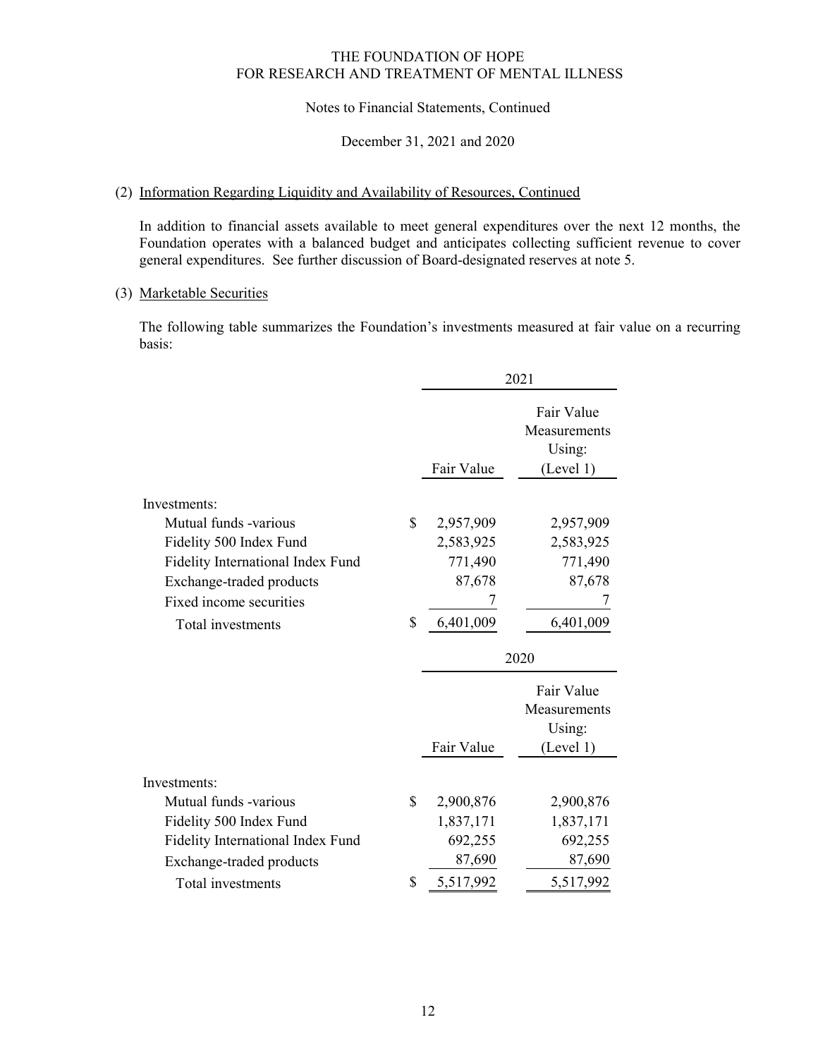THE FOUNDATION OF HOPE
FOR RESEARCH AND TREATMENT OF MENTAL ILLNESS

Notes to Financial Statements, Continued

December 31, 2021 and 2020

(2) Information Regarding Liquidity and Availability of Resources, Continued

In addition to financial assets available to meet general expenditures over the next 12 months, the Foundation operates with a balanced budget and anticipates collecting sufficient revenue to cover general expenditures. See further discussion of Board-designated reserves at note 5.

(3) Marketable Securities

The following table summarizes the Foundation's investments measured at fair value on a recurring basis:

| | 2021 | |
|---|---|---|
| | Fair Value | Fair Value Measurements Using: (Level 1) |
| Investments: | | |
| Mutual funds -various | $ 2,957,909 | 2,957,909 |
| Fidelity 500 Index Fund | 2,583,925 | 2,583,925 |
| Fidelity International Index Fund | 771,490 | 771,490 |
| Exchange-traded products | 87,678 | 87,678 |
| Fixed income securities | 7 | 7 |
| Total investments | $ 6,401,009 | 6,401,009 |

| | 2020 | |
|---|---|---|
| | Fair Value | Fair Value Measurements Using: (Level 1) |
| Investments: | | |
| Mutual funds -various | $ 2,900,876 | 2,900,876 |
| Fidelity 500 Index Fund | 1,837,171 | 1,837,171 |
| Fidelity International Index Fund | 692,255 | 692,255 |
| Exchange-traded products | 87,690 | 87,690 |
| Total investments | $ 5,517,992 | 5,517,992 |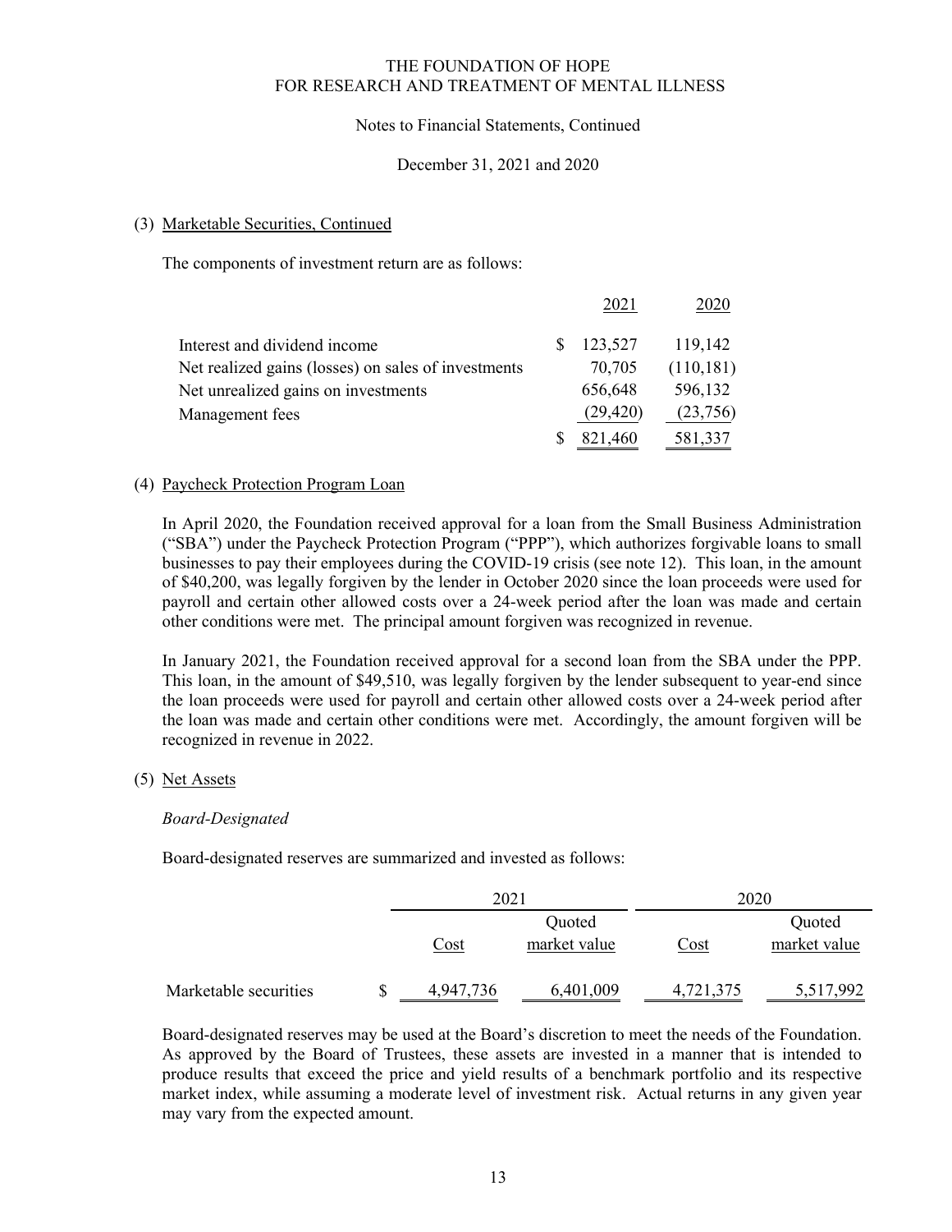# THE FOUNDATION OF HOPE
# FOR RESEARCH AND TREATMENT OF MENTAL ILLNESS

Notes to Financial Statements, Continued

December 31, 2021 and 2020

(3) Marketable Securities, Continued

The components of investment return are as follows:

| | 2021 | 2020 |
|---|---|---|
| Interest and dividend income | $ 123,527 | 119,142 |
| Net realized gains (losses) on sales of investments | 70,705 | (110,181) |
| Net unrealized gains on investments | 656,648 | 596,132 |
| Management fees | (29,420) | (23,756) |
| | $ 821,460 | 581,337 |

(4) Paycheck Protection Program Loan

In April 2020, the Foundation received approval for a loan from the Small Business Administration ("SBA") under the Paycheck Protection Program ("PPP"), which authorizes forgivable loans to small businesses to pay their employees during the COVID-19 crisis (see note 12). This loan, in the amount of $40,200, was legally forgiven by the lender in October 2020 since the loan proceeds were used for payroll and certain other allowed costs over a 24-week period after the loan was made and certain other conditions were met. The principal amount forgiven was recognized in revenue.

In January 2021, the Foundation received approval for a second loan from the SBA under the PPP. This loan, in the amount of $49,510, was legally forgiven by the lender subsequent to year-end since the loan proceeds were used for payroll and certain other allowed costs over a 24-week period after the loan was made and certain other conditions were met. Accordingly, the amount forgiven will be recognized in revenue in 2022.

(5) Net Assets

*Board-Designated*

Board-designated reserves are summarized and invested as follows:

| | 2021 | | 2020 | |
|---|---|---|---|---|
| | Cost | Quoted market value | Cost | Quoted market value |
| Marketable securities | $ 4,947,736 | 6,401,009 | 4,721,375 | 5,517,992 |

Board-designated reserves may be used at the Board's discretion to meet the needs of the Foundation. As approved by the Board of Trustees, these assets are invested in a manner that is intended to produce results that exceed the price and yield results of a benchmark portfolio and its respective market index, while assuming a moderate level of investment risk. Actual returns in any given year may vary from the expected amount.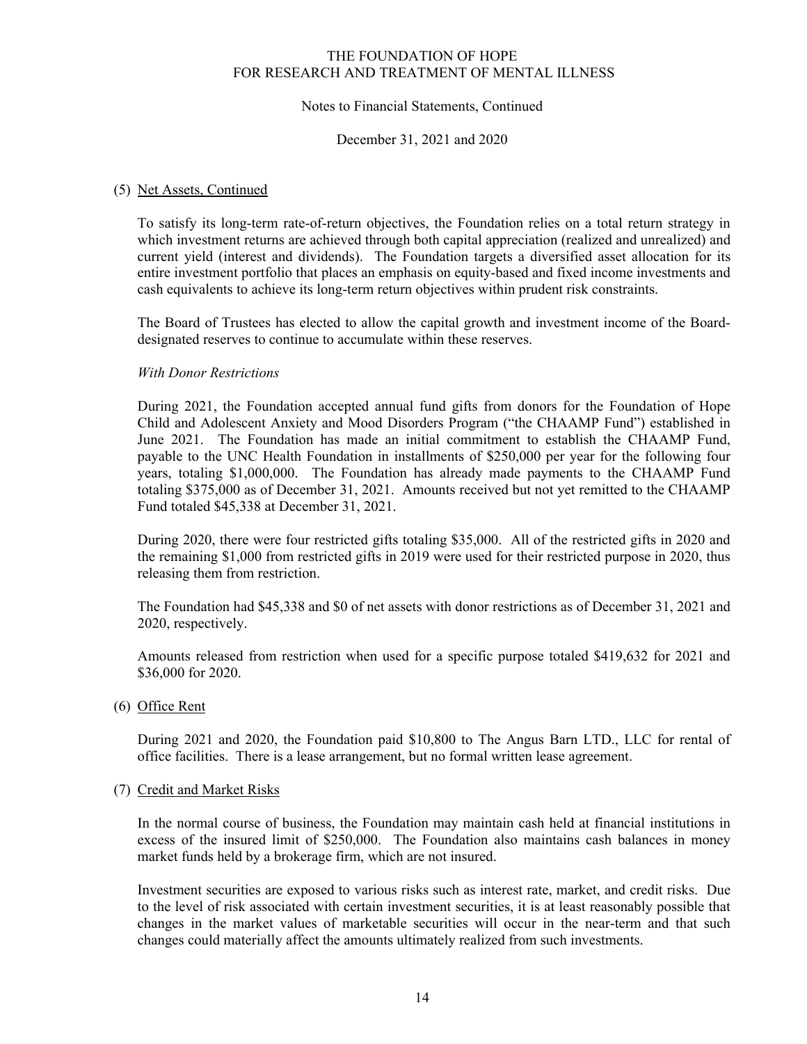## (5) Net Assets, Continued

To satisfy its long-term rate-of-return objectives, the Foundation relies on a total return strategy in which investment returns are achieved through both capital appreciation (realized and unrealized) and current yield (interest and dividends). The Foundation targets a diversified asset allocation for its entire investment portfolio that places an emphasis on equity-based and fixed income investments and cash equivalents to achieve its long-term return objectives within prudent risk constraints.

The Board of Trustees has elected to allow the capital growth and investment income of the Board-designated reserves to continue to accumulate within these reserves.

*With Donor Restrictions*

During 2021, the Foundation accepted annual fund gifts from donors for the Foundation of Hope Child and Adolescent Anxiety and Mood Disorders Program ("the CHAAMP Fund") established in June 2021. The Foundation has made an initial commitment to establish the CHAAMP Fund, payable to the UNC Health Foundation in installments of $250,000 per year for the following four years, totaling $1,000,000. The Foundation has already made payments to the CHAAMP Fund totaling $375,000 as of December 31, 2021. Amounts received but not yet remitted to the CHAAMP Fund totaled $45,338 at December 31, 2021.

During 2020, there were four restricted gifts totaling $35,000. All of the restricted gifts in 2020 and the remaining $1,000 from restricted gifts in 2019 were used for their restricted purpose in 2020, thus releasing them from restriction.

The Foundation had $45,338 and $0 of net assets with donor restrictions as of December 31, 2021 and 2020, respectively.

Amounts released from restriction when used for a specific purpose totaled $419,632 for 2021 and $36,000 for 2020.

## (6) Office Rent

During 2021 and 2020, the Foundation paid $10,800 to The Angus Barn LTD., LLC for rental of office facilities. There is a lease arrangement, but no formal written lease agreement.

## (7) Credit and Market Risks

In the normal course of business, the Foundation may maintain cash held at financial institutions in excess of the insured limit of $250,000. The Foundation also maintains cash balances in money market funds held by a brokerage firm, which are not insured.

Investment securities are exposed to various risks such as interest rate, market, and credit risks. Due to the level of risk associated with certain investment securities, it is at least reasonably possible that changes in the market values of marketable securities will occur in the near-term and that such changes could materially affect the amounts ultimately realized from such investments.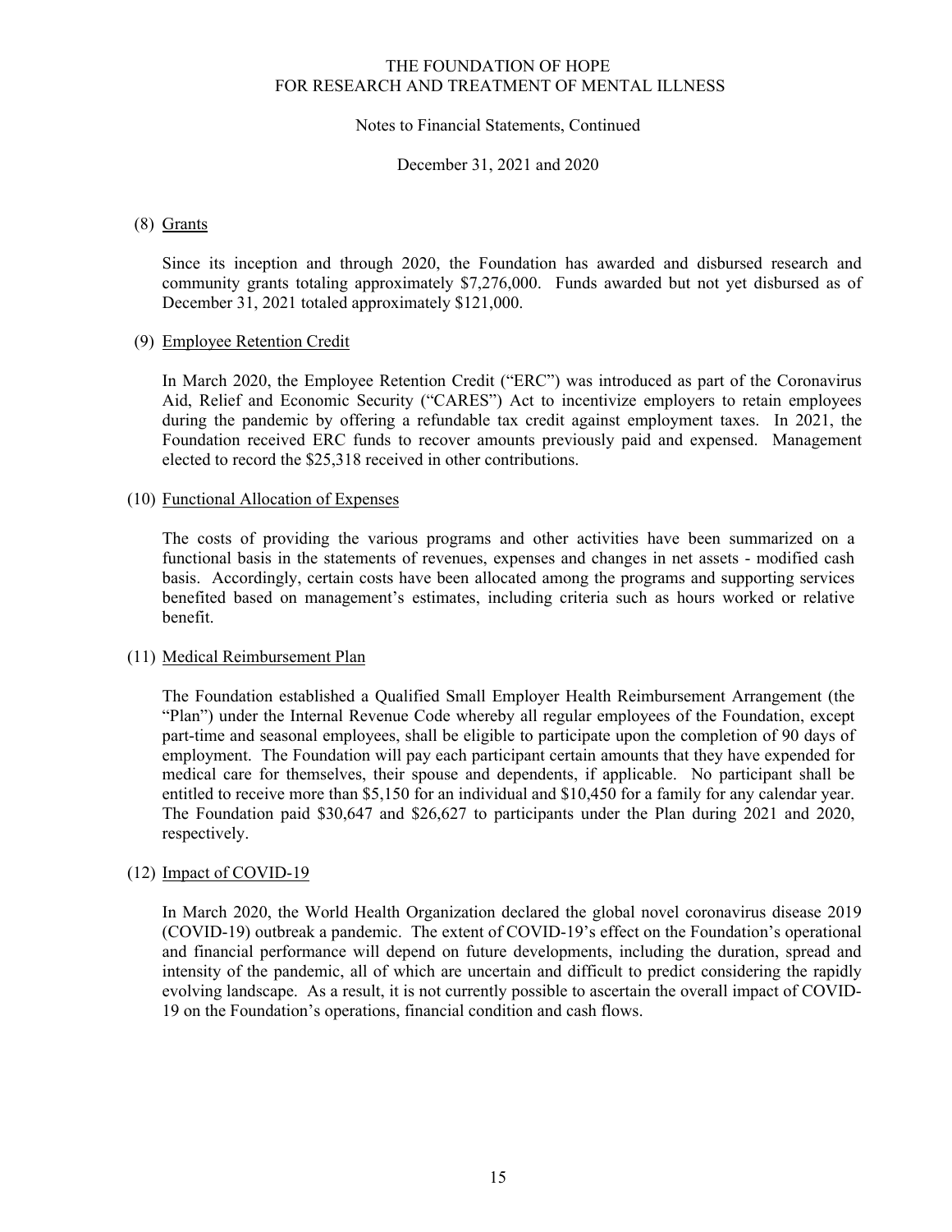### (8) Grants

Since its inception and through 2020, the Foundation has awarded and disbursed research and community grants totaling approximately $7,276,000. Funds awarded but not yet disbursed as of December 31, 2021 totaled approximately $121,000.

### (9) Employee Retention Credit

In March 2020, the Employee Retention Credit ("ERC") was introduced as part of the Coronavirus Aid, Relief and Economic Security ("CARES") Act to incentivize employers to retain employees during the pandemic by offering a refundable tax credit against employment taxes. In 2021, the Foundation received ERC funds to recover amounts previously paid and expensed. Management elected to record the $25,318 received in other contributions.

### (10) Functional Allocation of Expenses

The costs of providing the various programs and other activities have been summarized on a functional basis in the statements of revenues, expenses and changes in net assets - modified cash basis. Accordingly, certain costs have been allocated among the programs and supporting services benefited based on management's estimates, including criteria such as hours worked or relative benefit.

### (11) Medical Reimbursement Plan

The Foundation established a Qualified Small Employer Health Reimbursement Arrangement (the "Plan") under the Internal Revenue Code whereby all regular employees of the Foundation, except part-time and seasonal employees, shall be eligible to participate upon the completion of 90 days of employment. The Foundation will pay each participant certain amounts that they have expended for medical care for themselves, their spouse and dependents, if applicable. No participant shall be entitled to receive more than $5,150 for an individual and $10,450 for a family for any calendar year. The Foundation paid $30,647 and $26,627 to participants under the Plan during 2021 and 2020, respectively.

### (12) Impact of COVID-19

In March 2020, the World Health Organization declared the global novel coronavirus disease 2019 (COVID-19) outbreak a pandemic. The extent of COVID-19's effect on the Foundation's operational and financial performance will depend on future developments, including the duration, spread and intensity of the pandemic, all of which are uncertain and difficult to predict considering the rapidly evolving landscape. As a result, it is not currently possible to ascertain the overall impact of COVID-19 on the Foundation's operations, financial condition and cash flows.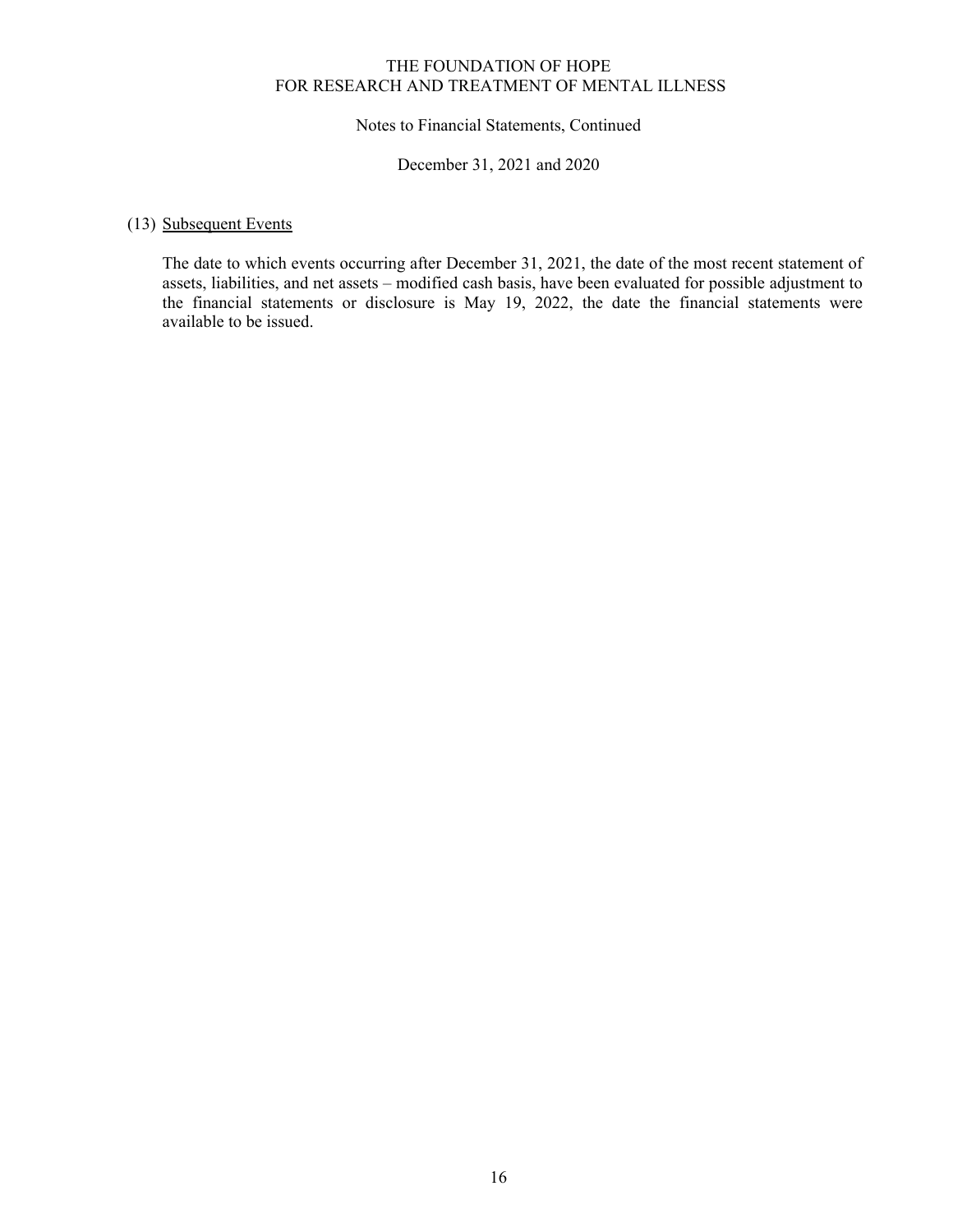# THE FOUNDATION OF HOPE
# FOR RESEARCH AND TREATMENT OF MENTAL ILLNESS

Notes to Financial Statements, Continued

December 31, 2021 and 2020

## (13) Subsequent Events

The date to which events occurring after December 31, 2021, the date of the most recent statement of assets, liabilities, and net assets – modified cash basis, have been evaluated for possible adjustment to the financial statements or disclosure is May 19, 2022, the date the financial statements were available to be issued.